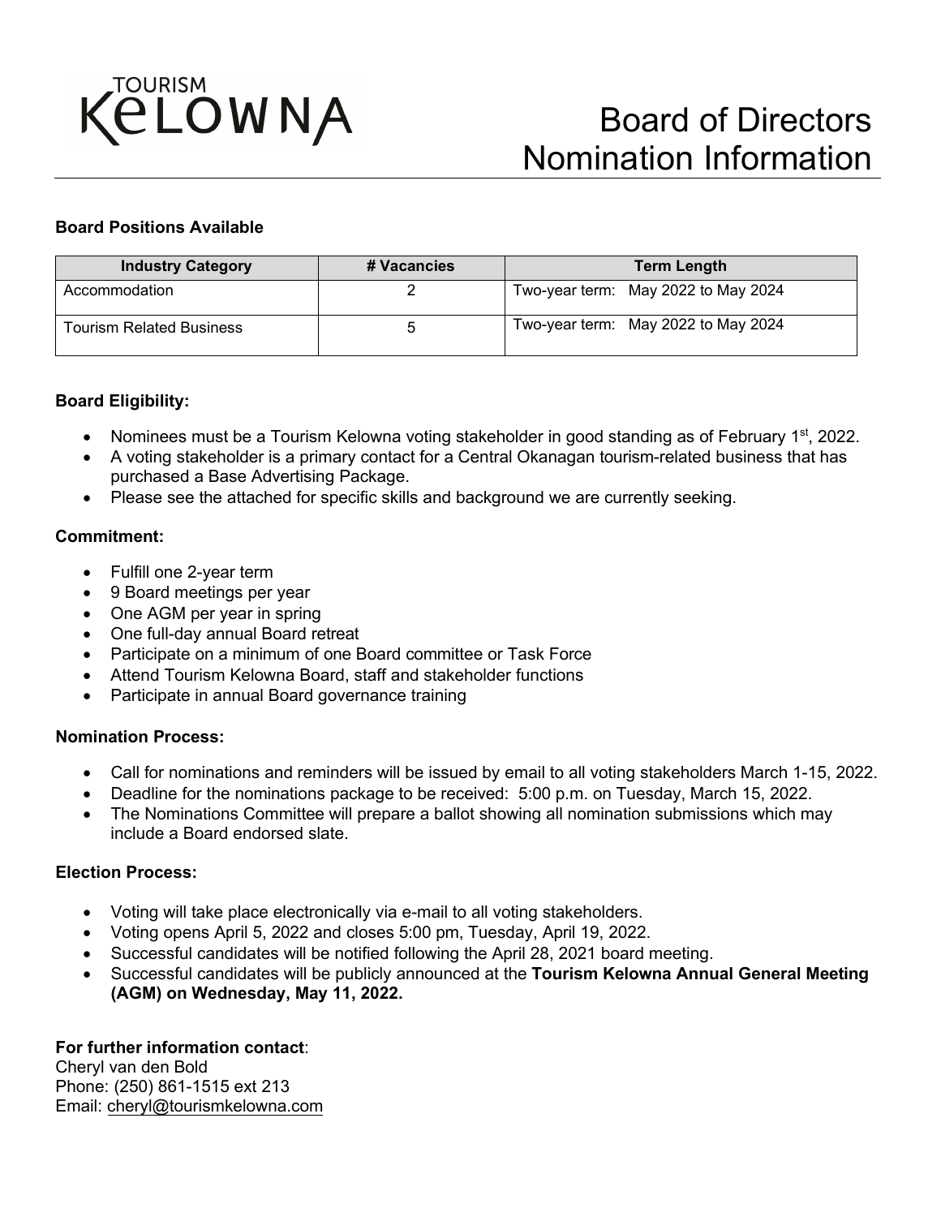TOURISM KELOWNA

# Board of Directors Nomination Information

**Board Positions Available**

| Industry Category | # Vacancies | Term Length |
|---|---|---|
| Accommodation | 2 | Two-year term: May 2022 to May 2024 |
| Tourism Related Business | 5 | Two-year term: May 2022 to May 2024 |

**Board Eligibility:**

- Nominees must be a Tourism Kelowna voting stakeholder in good standing as of February 1st, 2022.
- A voting stakeholder is a primary contact for a Central Okanagan tourism-related business that has purchased a Base Advertising Package.
- Please see the attached for specific skills and background we are currently seeking.

**Commitment:**

- Fulfill one 2-year term
- 9 Board meetings per year
- One AGM per year in spring
- One full-day annual Board retreat
- Participate on a minimum of one Board committee or Task Force
- Attend Tourism Kelowna Board, staff and stakeholder functions
- Participate in annual Board governance training

**Nomination Process:**

- Call for nominations and reminders will be issued by email to all voting stakeholders March 1-15, 2022.
- Deadline for the nominations package to be received: 5:00 p.m. on Tuesday, March 15, 2022.
- The Nominations Committee will prepare a ballot showing all nomination submissions which may include a Board endorsed slate.

**Election Process:**

- Voting will take place electronically via e-mail to all voting stakeholders.
- Voting opens April 5, 2022 and closes 5:00 pm, Tuesday, April 19, 2022.
- Successful candidates will be notified following the April 28, 2021 board meeting.
- Successful candidates will be publicly announced at the **Tourism Kelowna Annual General Meeting (AGM) on Wednesday, May 11, 2022.**

**For further information contact**:
Cheryl van den Bold
Phone: (250) 861-1515 ext 213
Email: cheryl@tourismkelowna.com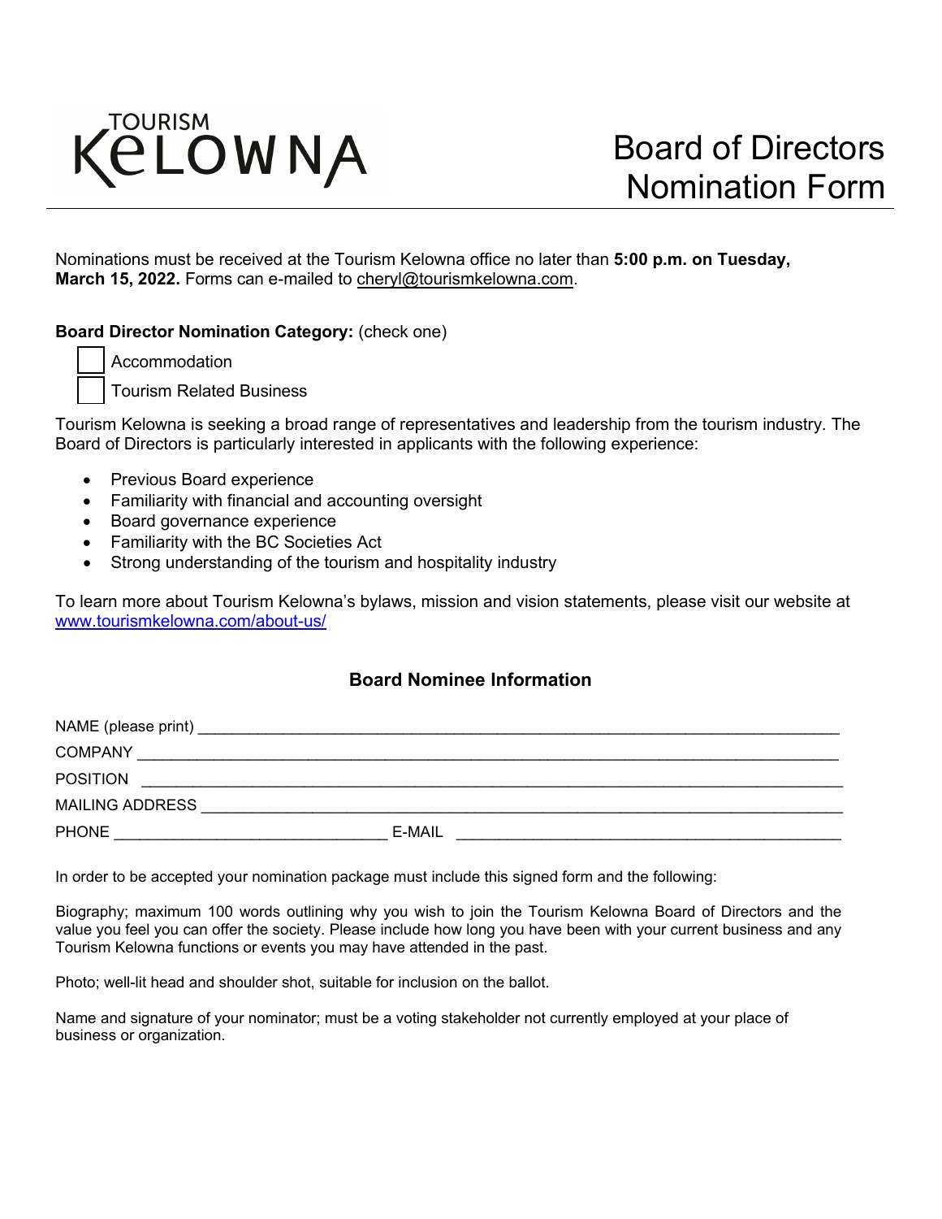TOURISM KELOWNA

# Board of Directors Nomination Form

Nominations must be received at the Tourism Kelowna office no later than **5:00 p.m. on Tuesday, March 15, 2022.** Forms can e-mailed to cheryl@tourismkelowna.com.

**Board Director Nomination Category:** (check one)

☐ Accommodation

☐ Tourism Related Business

Tourism Kelowna is seeking a broad range of representatives and leadership from the tourism industry. The Board of Directors is particularly interested in applicants with the following experience:

- Previous Board experience
- Familiarity with financial and accounting oversight
- Board governance experience
- Familiarity with the BC Societies Act
- Strong understanding of the tourism and hospitality industry

To learn more about Tourism Kelowna's bylaws, mission and vision statements, please visit our website at www.tourismkelowna.com/about-us/

## Board Nominee Information

NAME (please print) ______________________________________________

COMPANY ______________________________________________

POSITION ______________________________________________

MAILING ADDRESS ______________________________________________

PHONE ______________________ E-MAIL ______________________

In order to be accepted your nomination package must include this signed form and the following:

Biography; maximum 100 words outlining why you wish to join the Tourism Kelowna Board of Directors and the value you feel you can offer the society. Please include how long you have been with your current business and any Tourism Kelowna functions or events you may have attended in the past.

Photo; well-lit head and shoulder shot, suitable for inclusion on the ballot.

Name and signature of your nominator; must be a voting stakeholder not currently employed at your place of business or organization.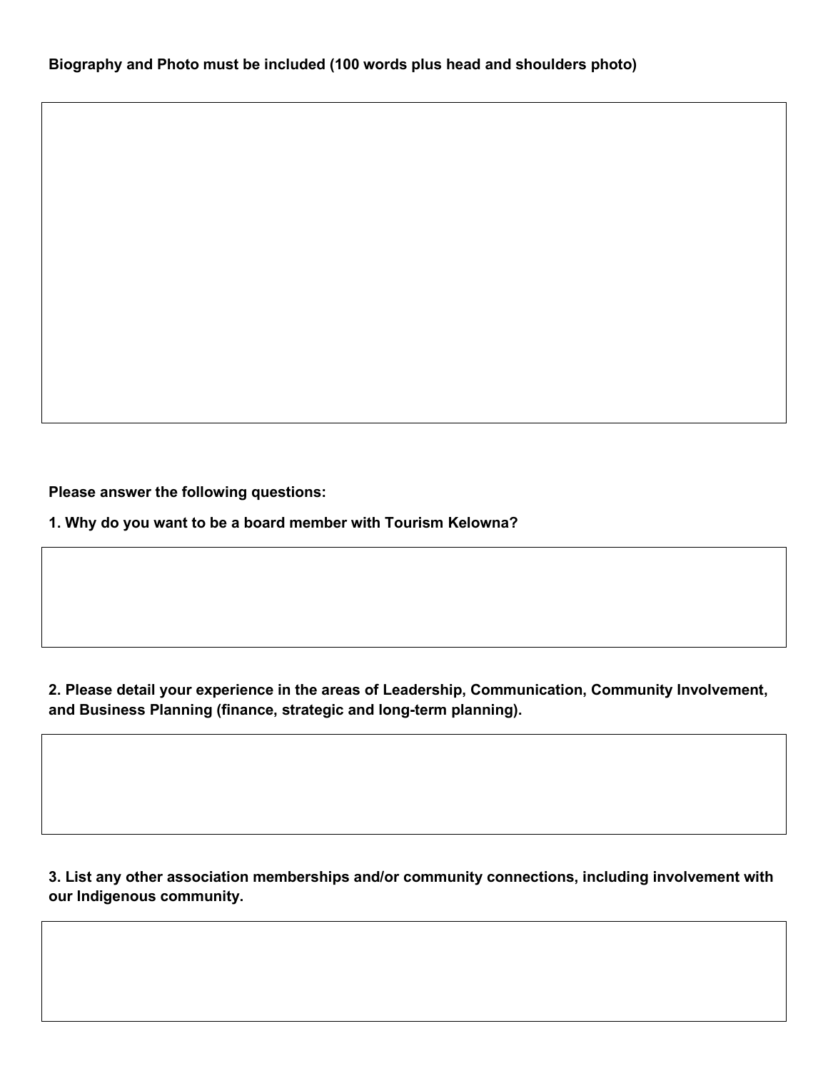**Biography and Photo must be included (100 words plus head and shoulders photo)**

**Please answer the following questions:**

**1. Why do you want to be a board member with Tourism Kelowna?**

**2. Please detail your experience in the areas of Leadership, Communication, Community Involvement, and Business Planning (finance, strategic and long-term planning).**

**3. List any other association memberships and/or community connections, including involvement with our Indigenous community.**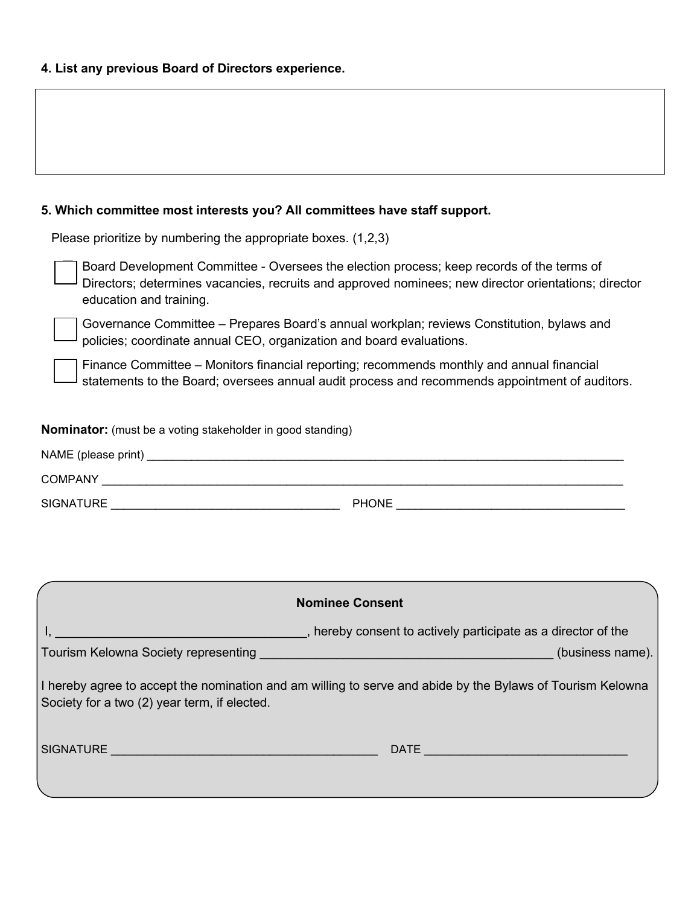**4. List any previous Board of Directors experience.**

**5. Which committee most interests you? All committees have staff support.**

Please prioritize by numbering the appropriate boxes. (1,2,3)

☐ Board Development Committee - Oversees the election process; keep records of the terms of Directors; determines vacancies, recruits and approved nominees; new director orientations; director education and training.

☐ Governance Committee – Prepares Board's annual workplan; reviews Constitution, bylaws and policies; coordinate annual CEO, organization and board evaluations.

☐ Finance Committee – Monitors financial reporting; recommends monthly and annual financial statements to the Board; oversees annual audit process and recommends appointment of auditors.

**Nominator:** (must be a voting stakeholder in good standing)

NAME (please print) ______________________________________________

COMPANY ______________________________________________

SIGNATURE ______________________ PHONE ______________________

**Nominee Consent**

I, ______________________, hereby consent to actively participate as a director of the Tourism Kelowna Society representing ______________________ (business name).

I hereby agree to accept the nomination and am willing to serve and abide by the Bylaws of Tourism Kelowna Society for a two (2) year term, if elected.

SIGNATURE ______________________ DATE ______________________